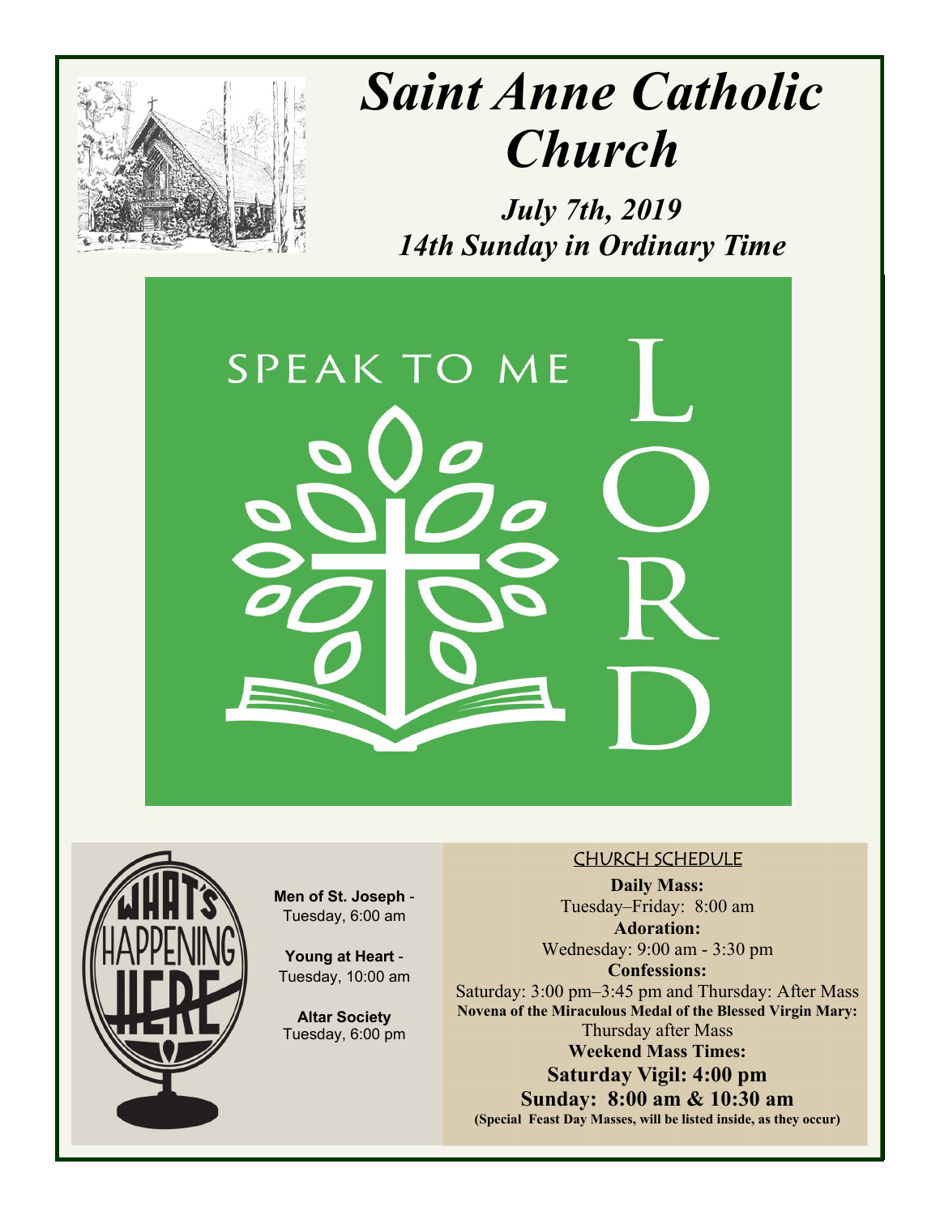# *Saint Anne Catholic Church*

***July 7th, 2019***
***14th Sunday in Ordinary Time***

SPEAK TO ME LORD

WHAT'S HAPPENING HERE

**Men of St. Joseph** - Tuesday, 6:00 am

**Young at Heart** - Tuesday, 10:00 am

**Altar Society** Tuesday, 6:00 pm

## CHURCH SCHEDULE

**Daily Mass:**
Tuesday–Friday: 8:00 am

**Adoration:**
Wednesday: 9:00 am - 3:30 pm

**Confessions:**
Saturday: 3:00 pm–3:45 pm and Thursday: After Mass

**Novena of the Miraculous Medal of the Blessed Virgin Mary:**
Thursday after Mass

**Weekend Mass Times:**

**Saturday Vigil: 4:00 pm**

**Sunday: 8:00 am & 10:30 am**

**(Special Feast Day Masses, will be listed inside, as they occur)**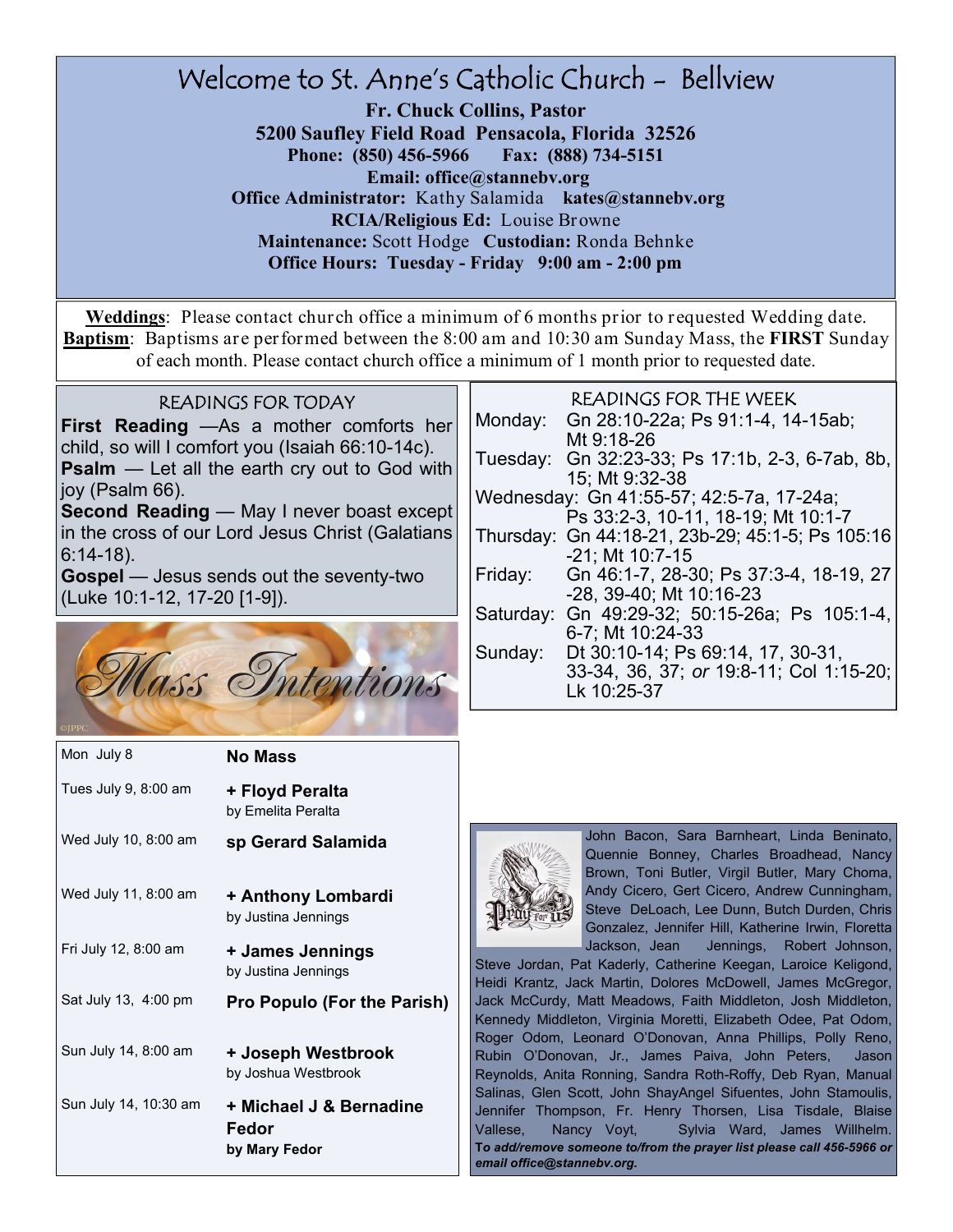# Welcome to St. Anne's Catholic Church - Bellview

**Fr. Chuck Collins, Pastor**
**5200 Saufley Field Road Pensacola, Florida 32526**
**Phone: (850) 456-5966 Fax: (888) 734-5151**
**Email: office@stannebv.org**
**Office Administrator:** Kathy Salamida **kates@stannebv.org**
**RCIA/Religious Ed:** Louise Browne
**Maintenance:** Scott Hodge **Custodian:** Ronda Behnke
**Office Hours: Tuesday - Friday 9:00 am - 2:00 pm**

**Weddings**: Please contact church office a minimum of 6 months prior to requested Wedding date.
**Baptism**: Baptisms are performed between the 8:00 am and 10:30 am Sunday Mass, the **FIRST** Sunday of each month. Please contact church office a minimum of 1 month prior to requested date.

## READINGS FOR TODAY

**First Reading** —As a mother comforts her child, so will I comfort you (Isaiah 66:10-14c).
**Psalm** — Let all the earth cry out to God with joy (Psalm 66).
**Second Reading** — May I never boast except in the cross of our Lord Jesus Christ (Galatians 6:14-18).
**Gospel** — Jesus sends out the seventy-two (Luke 10:1-12, 17-20 [1-9]).

## READINGS FOR THE WEEK

| | |
|---|---|
| Monday: | Gn 28:10-22a; Ps 91:1-4, 14-15ab; Mt 9:18-26 |
| Tuesday: | Gn 32:23-33; Ps 17:1b, 2-3, 6-7ab, 8b, 15; Mt 9:32-38 |
| Wednesday: | Gn 41:55-57; 42:5-7a, 17-24a; Ps 33:2-3, 10-11, 18-19; Mt 10:1-7 |
| Thursday: | Gn 44:18-21, 23b-29; 45:1-5; Ps 105:16-21; Mt 10:7-15 |
| Friday: | Gn 46:1-7, 28-30; Ps 37:3-4, 18-19, 27-28, 39-40; Mt 10:16-23 |
| Saturday: | Gn 49:29-32; 50:15-26a; Ps 105:1-4, 6-7; Mt 10:24-33 |
| Sunday: | Dt 30:10-14; Ps 69:14, 17, 30-31, 33-34, 36, 37; *or* 19:8-11; Col 1:15-20; Lk 10:25-37 |

## Mass Intentions

| | |
|---|---|
| Mon July 8 | **No Mass** |
| Tues July 9, 8:00 am | **+ Floyd Peralta** by Emelita Peralta |
| Wed July 10, 8:00 am | **sp Gerard Salamida** |
| Wed July 11, 8:00 am | **+ Anthony Lombardi** by Justina Jennings |
| Fri July 12, 8:00 am | **+ James Jennings** by Justina Jennings |
| Sat July 13, 4:00 pm | **Pro Populo (For the Parish)** |
| Sun July 14, 8:00 am | **+ Joseph Westbrook** by Joshua Westbrook |
| Sun July 14, 10:30 am | **+ Michael J & Bernadine Fedor by Mary Fedor** |

## Pray for us

John Bacon, Sara Barnheart, Linda Beninato, Quennie Bonney, Charles Broadhead, Nancy Brown, Toni Butler, Virgil Butler, Mary Choma, Andy Cicero, Gert Cicero, Andrew Cunningham, Steve DeLoach, Lee Dunn, Butch Durden, Chris Gonzalez, Jennifer Hill, Katherine Irwin, Floretta Jackson, Jean Jennings, Robert Johnson, Steve Jordan, Pat Kaderly, Catherine Keegan, Laroice Keligond, Heidi Krantz, Jack Martin, Dolores McDowell, James McGregor, Jack McCurdy, Matt Meadows, Faith Middleton, Josh Middleton, Kennedy Middleton, Virginia Moretti, Elizabeth Odee, Pat Odom, Roger Odom, Leonard O'Donovan, Anna Phillips, Polly Reno, Rubin O'Donovan, Jr., James Paiva, John Peters, Jason Reynolds, Anita Ronning, Sandra Roth-Roffy, Deb Ryan, Manual Salinas, Glen Scott, John ShayAngel Sifuentes, John Stamoulis, Jennifer Thompson, Fr. Henry Thorsen, Lisa Tisdale, Blaise Vallese, Nancy Voyt, Sylvia Ward, James Willhelm.

***To add/remove someone to/from the prayer list please call 456-5966 or email office@stannebv.org.***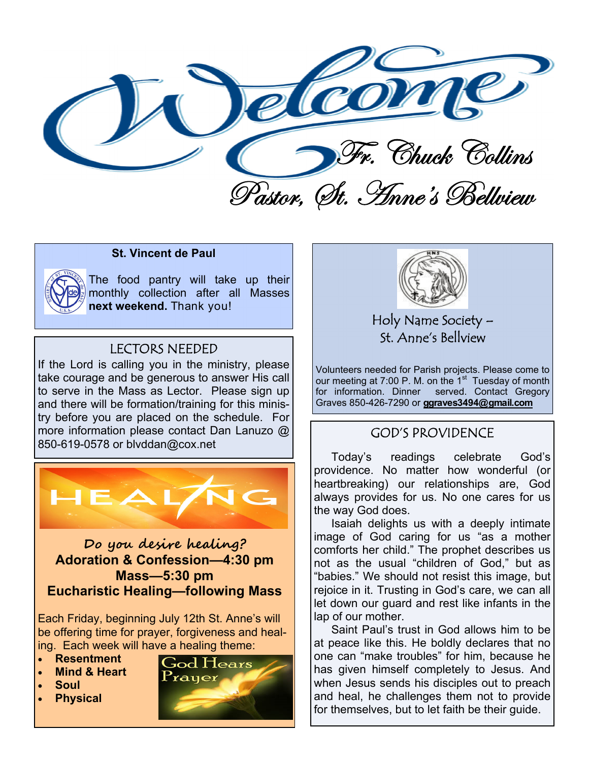# Welcome

Fr. Chuck Collins

Pastor, St. Anne's Bellview

## St. Vincent de Paul

The food pantry will take up their monthly collection after all Masses **next weekend.** Thank you!

## LECTORS NEEDED

If the Lord is calling you in the ministry, please take courage and be generous to answer His call to serve in the Mass as Lector. Please sign up and there will be formation/training for this ministry before you are placed on the schedule. For more information please contact Dan Lanuzo @ 850-619-0578 or blvddan@cox.net

## HEALING

*Do you desire healing?*

**Adoration & Confession—4:30 pm**
**Mass—5:30 pm**
**Eucharistic Healing—following Mass**

Each Friday, beginning July 12th St. Anne's will be offering time for prayer, forgiveness and healing. Each week will have a healing theme:

- **Resentment**
- **Mind & Heart**
- **Soul**
- **Physical**

God Hears Prayer

## Holy Name Society – St. Anne's Bellview

Volunteers needed for Parish projects. Please come to our meeting at 7:00 P. M. on the 1st Tuesday of month for information. Dinner served. Contact Gregory Graves 850-426-7290 or **ggraves3494@gmail.com**

## GOD'S PROVIDENCE

Today's readings celebrate God's providence. No matter how wonderful (or heartbreaking) our relationships are, God always provides for us. No one cares for us the way God does.

Isaiah delights us with a deeply intimate image of God caring for us "as a mother comforts her child." The prophet describes us not as the usual "children of God," but as "babies." We should not resist this image, but rejoice in it. Trusting in God's care, we can all let down our guard and rest like infants in the lap of our mother.

Saint Paul's trust in God allows him to be at peace like this. He boldly declares that no one can "make troubles" for him, because he has given himself completely to Jesus. And when Jesus sends his disciples out to preach and heal, he challenges them not to provide for themselves, but to let faith be their guide.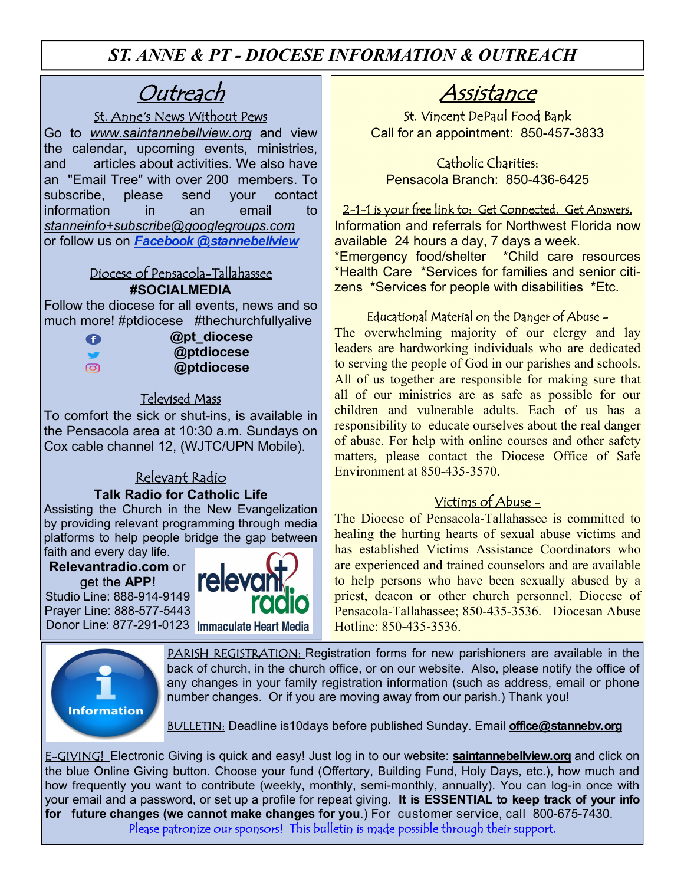# ST. ANNE & PT - DIOCESE INFORMATION & OUTREACH

## Outreach

### St. Anne's News Without Pews

Go to *www.saintannebellview.org* and view the calendar, upcoming events, ministries, and articles about activities. We also have an "Email Tree" with over 200 members. To subscribe, please send your contact information in an email to *stanneinfo+subscribe@googlegroups.com* or follow us on ***Facebook @stannebellview***

### Diocese of Pensacola-Tallahassee

**#SOCIALMEDIA**

Follow the diocese for all events, news and so much more! #ptdiocese #thechurchfullyalive

**@pt_diocese**
**@ptdiocese**
**@ptdiocese**

### Televised Mass

To comfort the sick or shut-ins, is available in the Pensacola area at 10:30 a.m. Sundays on Cox cable channel 12, (WJTC/UPN Mobile).

### Relevant Radio

**Talk Radio for Catholic Life**

Assisting the Church in the New Evangelization by providing relevant programming through media platforms to help people bridge the gap between faith and every day life.

**Relevantradio.com** or get the **APP!**
Studio Line: 888-914-9149
Prayer Line: 888-577-5443
Donor Line: 877-291-0123

relevant radio
Immaculate Heart Media

## Assistance

### St. Vincent DePaul Food Bank

Call for an appointment: 850-457-3833

### Catholic Charities:

Pensacola Branch: 850-436-6425

### 2-1-1 is your free link to: Get Connected. Get Answers.

Information and referrals for Northwest Florida now available 24 hours a day, 7 days a week.
*Emergency food/shelter *Child care resources *Health Care *Services for families and senior citizens *Services for people with disabilities *Etc.

### Educational Material on the Danger of Abuse -

The overwhelming majority of our clergy and lay leaders are hardworking individuals who are dedicated to serving the people of God in our parishes and schools. All of us together are responsible for making sure that all of our ministries are as safe as possible for our children and vulnerable adults. Each of us has a responsibility to educate ourselves about the real danger of abuse. For help with online courses and other safety matters, please contact the Diocese Office of Safe Environment at 850-435-3570.

### Victims of Abuse -

The Diocese of Pensacola-Tallahassee is committed to healing the hurting hearts of sexual abuse victims and has established Victims Assistance Coordinators who are experienced and trained counselors and are available to help persons who have been sexually abused by a priest, deacon or other church personnel. Diocese of Pensacola-Tallahassee; 850-435-3536. Diocesan Abuse Hotline: 850-435-3536.

Information

PARISH REGISTRATION: Registration forms for new parishioners are available in the back of church, in the church office, or on our website. Also, please notify the office of any changes in your family registration information (such as address, email or phone number changes. Or if you are moving away from our parish.) Thank you!

BULLETIN: Deadline is10days before published Sunday. Email **office@stannebv.org**

E-GIVING! Electronic Giving is quick and easy! Just log in to our website: **saintannebellview.org** and click on the blue Online Giving button. Choose your fund (Offertory, Building Fund, Holy Days, etc.), how much and how frequently you want to contribute (weekly, monthly, semi-monthly, annually). You can log-in once with your email and a password, or set up a profile for repeat giving. **It is ESSENTIAL to keep track of your info for future changes (we cannot make changes for you**.) For customer service, call 800-675-7430.

Please patronize our sponsors! This bulletin is made possible through their support.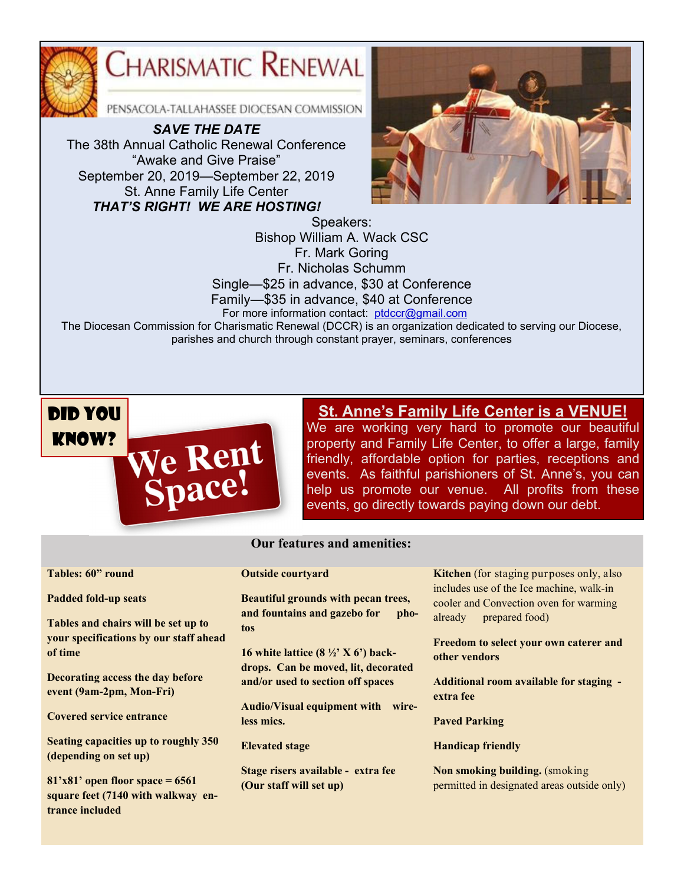# CHARISMATIC RENEWAL

PENSACOLA-TALLAHASSEE DIOCESAN COMMISSION

***SAVE THE DATE***

The 38th Annual Catholic Renewal Conference
"Awake and Give Praise"
September 20, 2019—September 22, 2019
St. Anne Family Life Center

***THAT'S RIGHT! WE ARE HOSTING!***

Speakers:
Bishop William A. Wack CSC
Fr. Mark Goring
Fr. Nicholas Schumm

Single—$25 in advance, $30 at Conference
Family—$35 in advance, $40 at Conference

For more information contact: ptdccr@gmail.com

The Diocesan Commission for Charismatic Renewal (DCCR) is an organization dedicated to serving our Diocese, parishes and church through constant prayer, seminars, conferences

**DID YOU KNOW?**

**We Rent Space!**

## St. Anne's Family Life Center is a VENUE!

We are working very hard to promote our beautiful property and Family Life Center, to offer a large, family friendly, affordable option for parties, receptions and events. As faithful parishioners of St. Anne's, you can help us promote our venue. All profits from these events, go directly towards paying down our debt.

### Our features and amenities:

**Tables: 60" round**

**Padded fold-up seats**

**Tables and chairs will be set up to your specifications by our staff ahead of time**

**Decorating access the day before event (9am-2pm, Mon-Fri)**

**Covered service entrance**

**Seating capacities up to roughly 350 (depending on set up)**

**81'x81' open floor space = 6561 square feet (7140 with walkway entrance included**

**Outside courtyard**

**Beautiful grounds with pecan trees, and fountains and gazebo for photos**

**16 white lattice (8 ½' X 6') backdrops. Can be moved, lit, decorated and/or used to section off spaces**

**Audio/Visual equipment with wireless mics.**

**Elevated stage**

**Stage risers available - extra fee (Our staff will set up)**

**Kitchen** (for staging purposes only, also includes use of the Ice machine, walk-in cooler and Convection oven for warming already prepared food)

**Freedom to select your own caterer and other vendors**

**Additional room available for staging - extra fee**

**Paved Parking**

**Handicap friendly**

**Non smoking building.** (smoking permitted in designated areas outside only)